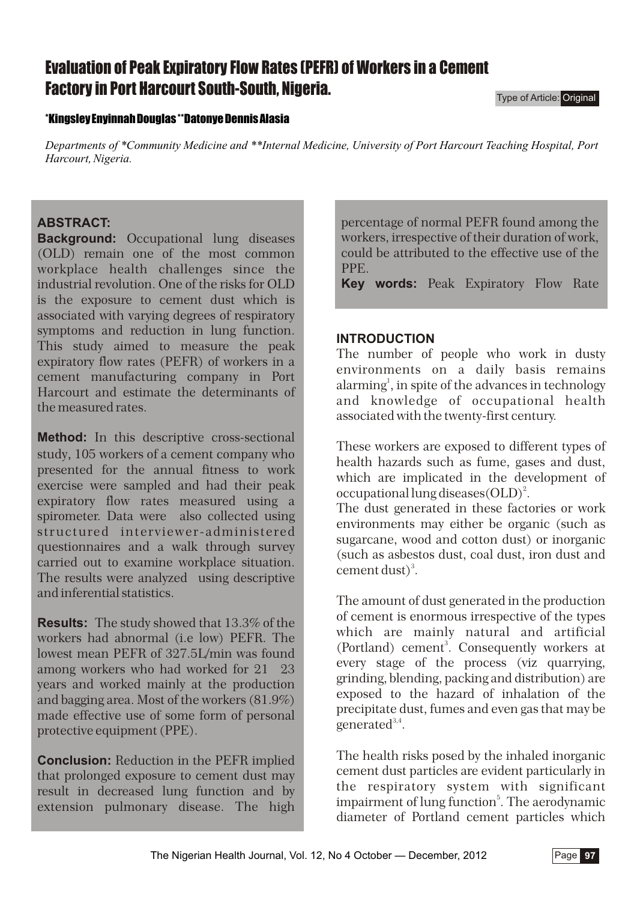# Evaluation of Peak Expiratory Flow Rates (PEFR) of Workers in a Cement Factory in Port Harcourt South-South, Nigeria.

Type of Article: Original

**\*Kingsley Enyinnah Douglas \*\*Datonye Dennis Alasia**

*Departments of \*Community Medicine and \*\*Internal Medicine, University of Port Harcourt Teaching Hospital, Port Harcourt, Nigeria.*

## ABSTRACT:

**Background:** Occupational lung diseases (OLD) remain one of the most common workplace health challenges since the industrial revolution. One of the risks for OLD is the exposure to cement dust which is associated with varying degrees of respiratory symptoms and reduction in lung function. This study aimed to measure the peak expiratory flow rates (PEFR) of workers in a cement manufacturing company in Port Harcourt and estimate the determinants of the measured rates.

**Method:** In this descriptive cross-sectional study, 105 workers of a cement company who presented for the annual fitness to work exercise were sampled and had their peak expiratory flow rates measured using a spirometer. Data were also collected using structured interviewer-administered questionnaires and a walk through survey carried out to examine workplace situation. The results were analyzed using descriptive and inferential statistics.

**Results:** The study showed that 13.3% of the workers had abnormal (i.e low) PEFR. The lowest mean PEFR of 327.5L/min was found among workers who had worked for 21 23 years and worked mainly at the production and bagging area. Most of the workers (81.9%) made effective use of some form of personal protective equipment (PPE).

**Conclusion:** Reduction in the PEFR implied that prolonged exposure to cement dust may result in decreased lung function and by extension pulmonary disease. The high percentage of normal PEFR found among the workers, irrespective of their duration of work, could be attributed to the effective use of the PPE.

**Key words:** Peak Expiratory Flow Rate

## INTRODUCTION

The number of people who work in dusty environments on a daily basis remains alarming[1], in spite of the advances in technology and knowledge of occupational health associated with the twenty-first century.

These workers are exposed to different types of health hazards such as fume, gases and dust, which are implicated in the development of occupational lung diseases(OLD)[2].

The dust generated in these factories or work environments may either be organic (such as sugarcane, wood and cotton dust) or inorganic (such as asbestos dust, coal dust, iron dust and cement dust)[3].

The amount of dust generated in the production of cement is enormous irrespective of the types which are mainly natural and artificial (Portland) cement[3]. Consequently workers at every stage of the process (viz quarrying, grinding, blending, packing and distribution) are exposed to the hazard of inhalation of the precipitate dust, fumes and even gas that may be generated[3,4].

The health risks posed by the inhaled inorganic cement dust particles are evident particularly in the respiratory system with significant impairment of lung function[5]. The aerodynamic diameter of Portland cement particles which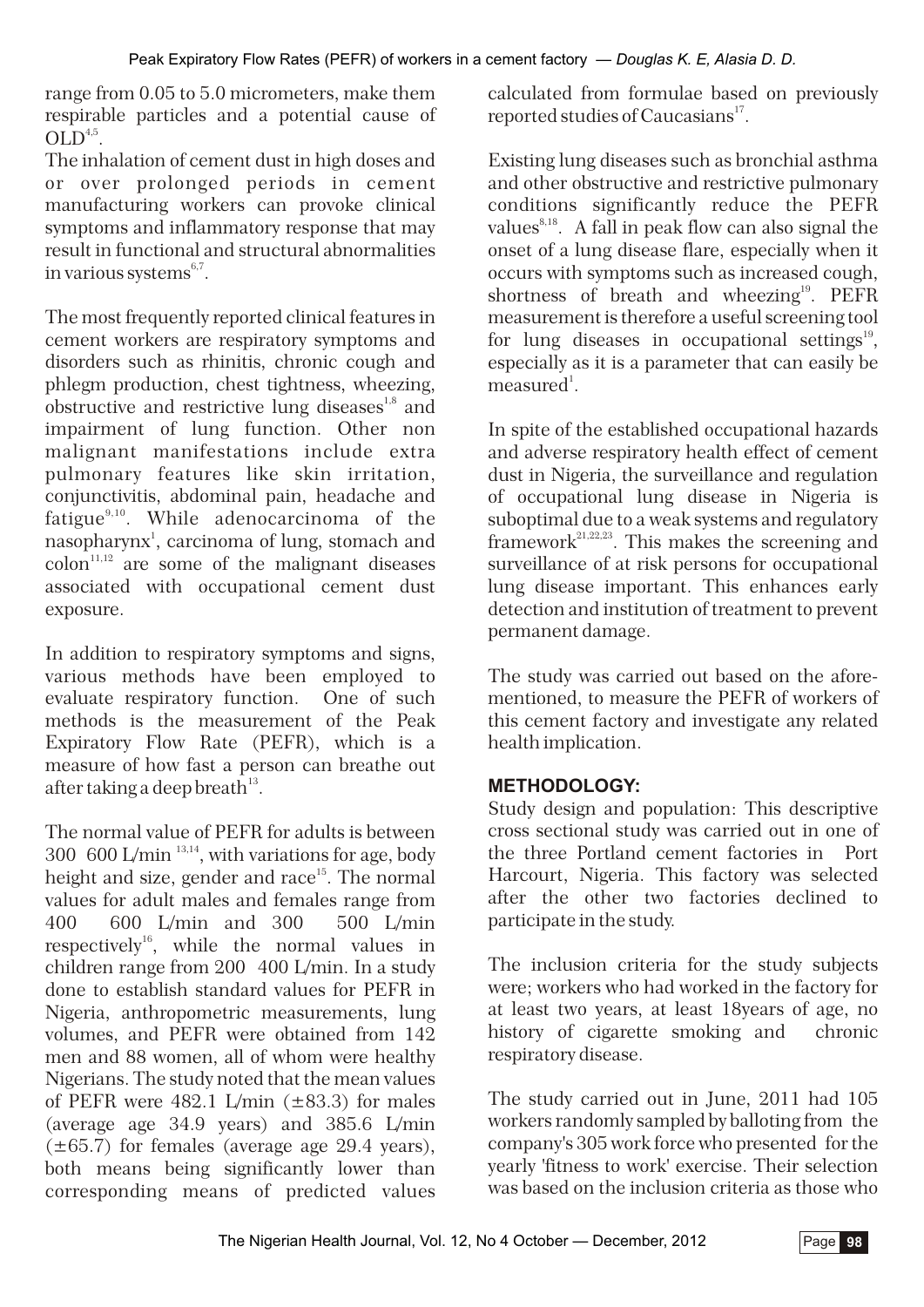range from 0.05 to 5.0 micrometers, make them respirable particles and a potential cause of OLD[4,5].

The inhalation of cement dust in high doses and or over prolonged periods in cement manufacturing workers can provoke clinical symptoms and inflammatory response that may result in functional and structural abnormalities in various systems[6,7].

The most frequently reported clinical features in cement workers are respiratory symptoms and disorders such as rhinitis, chronic cough and phlegm production, chest tightness, wheezing, obstructive and restrictive lung diseases[1,8] and impairment of lung function. Other non malignant manifestations include extra pulmonary features like skin irritation, conjunctivitis, abdominal pain, headache and fatigue[9,10]. While adenocarcinoma of the nasopharynx[1], carcinoma of lung, stomach and colon[11,12] are some of the malignant diseases associated with occupational cement dust exposure.

In addition to respiratory symptoms and signs, various methods have been employed to evaluate respiratory function. One of such methods is the measurement of the Peak Expiratory Flow Rate (PEFR), which is a measure of how fast a person can breathe out after taking a deep breath[13].

The normal value of PEFR for adults is between 300 600 L/min [13,14], with variations for age, body height and size, gender and race[15]. The normal values for adult males and females range from 400 600 L/min and 300 500 L/min respectively[16], while the normal values in children range from 200 400 L/min. In a study done to establish standard values for PEFR in Nigeria, anthropometric measurements, lung volumes, and PEFR were obtained from 142 men and 88 women, all of whom were healthy Nigerians. The study noted that the mean values of PEFR were 482.1 L/min ($\pm$83.3) for males (average age 34.9 years) and 385.6 L/min ($\pm$65.7) for females (average age 29.4 years), both means being significantly lower than corresponding means of predicted values calculated from formulae based on previously reported studies of Caucasians[17].

Existing lung diseases such as bronchial asthma and other obstructive and restrictive pulmonary conditions significantly reduce the PEFR values[8,18]. A fall in peak flow can also signal the onset of a lung disease flare, especially when it occurs with symptoms such as increased cough, shortness of breath and wheezing[19]. PEFR measurement is therefore a useful screening tool for lung diseases in occupational settings[19], especially as it is a parameter that can easily be measured[1].

In spite of the established occupational hazards and adverse respiratory health effect of cement dust in Nigeria, the surveillance and regulation of occupational lung disease in Nigeria is suboptimal due to a weak systems and regulatory framework[21,22,23]. This makes the screening and surveillance of at risk persons for occupational lung disease important. This enhances early detection and institution of treatment to prevent permanent damage.

The study was carried out based on the aforementioned, to measure the PEFR of workers of this cement factory and investigate any related health implication.

## METHODOLOGY:

Study design and population: This descriptive cross sectional study was carried out in one of the three Portland cement factories in Port Harcourt, Nigeria. This factory was selected after the other two factories declined to participate in the study.

The inclusion criteria for the study subjects were; workers who had worked in the factory for at least two years, at least 18years of age, no history of cigarette smoking and chronic respiratory disease.

The study carried out in June, 2011 had 105 workers randomly sampled by balloting from the company's 305 work force who presented for the yearly 'fitness to work' exercise. Their selection was based on the inclusion criteria as those who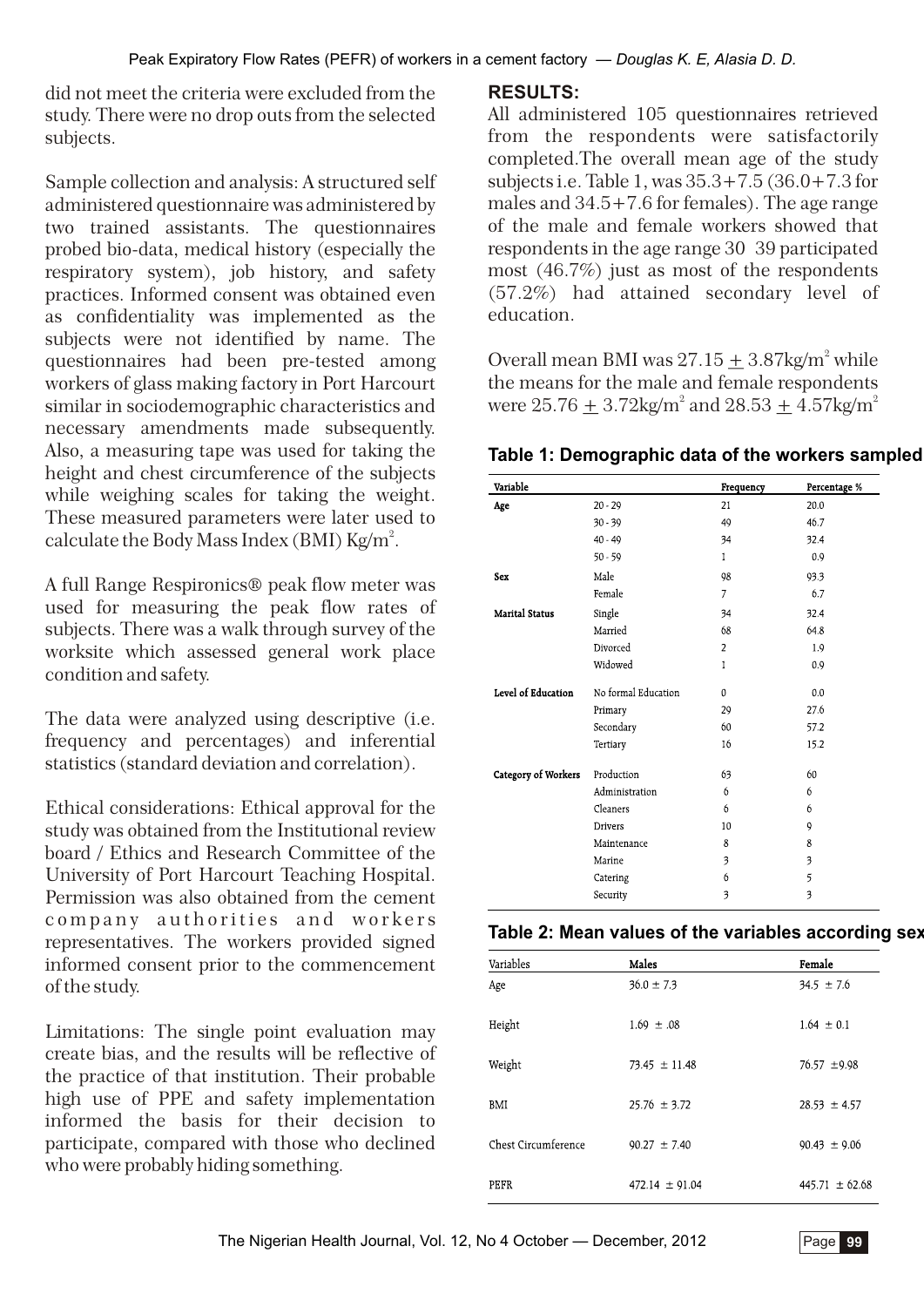did not meet the criteria were excluded from the study. There were no drop outs from the selected subjects.

Sample collection and analysis: A structured self administered questionnaire was administered by two trained assistants. The questionnaires probed bio-data, medical history (especially the respiratory system), job history, and safety practices. Informed consent was obtained even as confidentiality was implemented as the subjects were not identified by name. The questionnaires had been pre-tested among workers of glass making factory in Port Harcourt similar in sociodemographic characteristics and necessary amendments made subsequently. Also, a measuring tape was used for taking the height and chest circumference of the subjects while weighing scales for taking the weight. These measured parameters were later used to calculate the Body Mass Index (BMI) $Kg/m^2$.

A full Range Respironics® peak flow meter was used for measuring the peak flow rates of subjects. There was a walk through survey of the worksite which assessed general work place condition and safety.

The data were analyzed using descriptive (i.e. frequency and percentages) and inferential statistics (standard deviation and correlation).

Ethical considerations: Ethical approval for the study was obtained from the Institutional review board / Ethics and Research Committee of the University of Port Harcourt Teaching Hospital. Permission was also obtained from the cement company authorities and workers representatives. The workers provided signed informed consent prior to the commencement of the study.

Limitations: The single point evaluation may create bias, and the results will be reflective of the practice of that institution. Their probable high use of PPE and safety implementation informed the basis for their decision to participate, compared with those who declined who were probably hiding something.

## RESULTS:

All administered 105 questionnaires retrieved from the respondents were satisfactorily completed.The overall mean age of the study subjects i.e. Table 1, was 35.3+7.5 (36.0+7.3 for males and 34.5+7.6 for females). The age range of the male and female workers showed that respondents in the age range 30 39 participated most (46.7%) just as most of the respondents (57.2%) had attained secondary level of education.

Overall mean BMI was $27.15 \pm 3.87 kg/m^2$ while the means for the male and female respondents were $25.76 \pm 3.72 kg/m^2$ and $28.53 \pm 4.57 kg/m^2$

**Table 1: Demographic data of the workers sampled**

| Variable | | Frequency | Percentage % |
|---|---|---|---|
| Age | 20 - 29 | 21 | 20.0 |
| | 30 - 39 | 49 | 46.7 |
| | 40 - 49 | 34 | 32.4 |
| | 50 - 59 | 1 | 0.9 |
| Sex | Male | 98 | 93.3 |
| | Female | 7 | 6.7 |
| Marital Status | Single | 34 | 32.4 |
| | Married | 68 | 64.8 |
| | Divorced | 2 | 1.9 |
| | Widowed | 1 | 0.9 |
| Level of Education | No formal Education | 0 | 0.0 |
| | Primary | 29 | 27.6 |
| | Secondary | 60 | 57.2 |
| | Tertiary | 16 | 15.2 |
| Category of Workers | Production | 63 | 60 |
| | Administration | 6 | 6 |
| | Cleaners | 6 | 6 |
| | Drivers | 10 | 9 |
| | Maintenance | 8 | 8 |
| | Marine | 3 | 3 |
| | Catering | 6 | 5 |
| | Security | 3 | 3 |

**Table 2: Mean values of the variables according sex**

| Variables | Males | Female |
|---|---|---|
| Age | 36.0 ± 7.3 | 34.5 ± 7.6 |
| Height | 1.69 ± .08 | 1.64 ± 0.1 |
| Weight | 73.45 ± 11.48 | 76.57 ±9.98 |
| BMI | 25.76 ± 3.72 | 28.53 ± 4.57 |
| Chest Circumference | 90.27 ± 7.40 | 90.43 ± 9.06 |
| PEFR | 472.14 ± 91.04 | 445.71 ± 62.68 |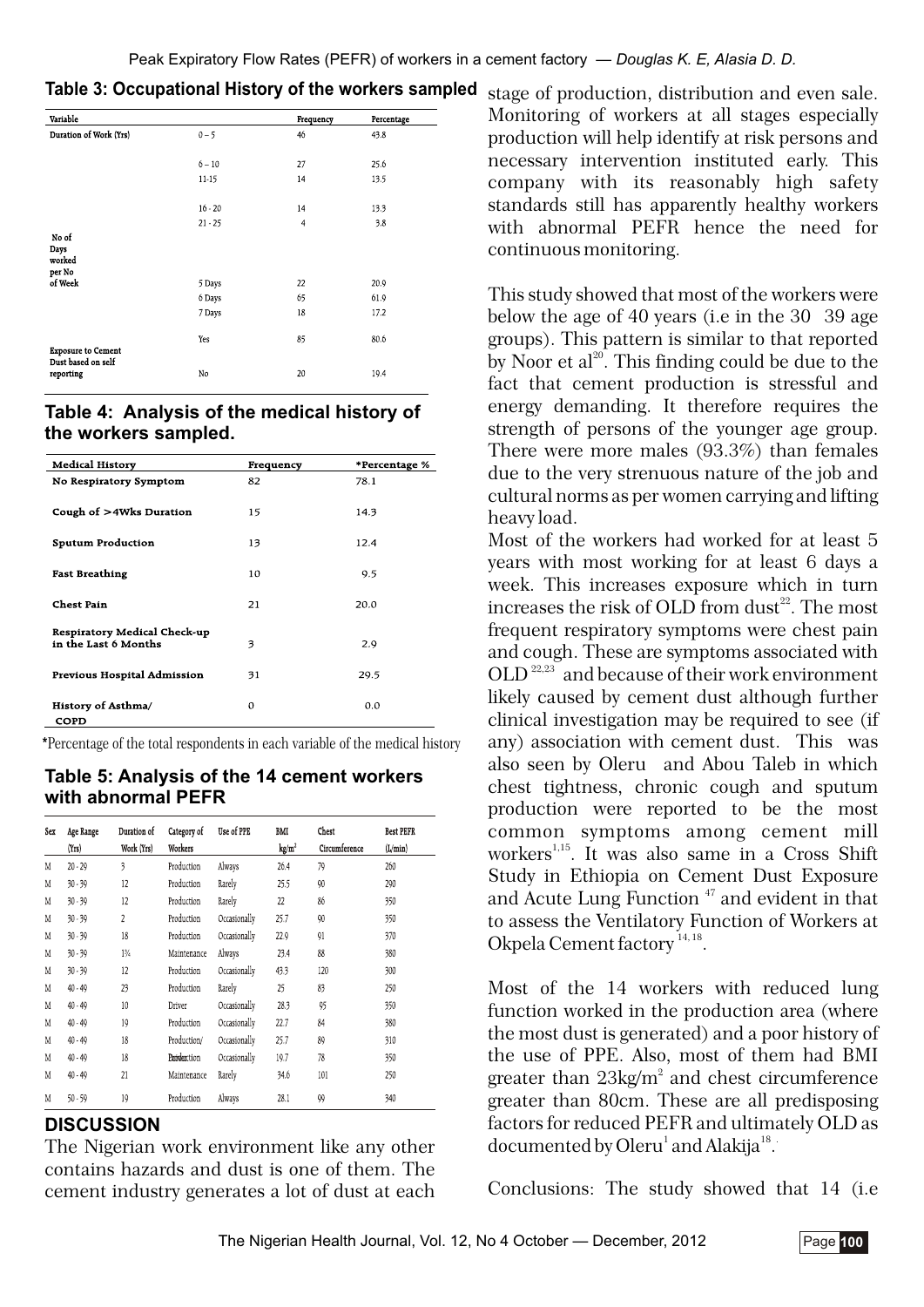**Table 3: Occupational History of the workers sampled**

| Variable | | Frequency | Percentage |
|---|---|---|---|
| Duration of Work (Yrs) | 0 – 5 | 46 | 43.8 |
| | 6 – 10 | 27 | 25.6 |
| | 11-15 | 14 | 13.5 |
| | 16 - 20 | 14 | 13.3 |
| | 21 - 25 | 4 | 3.8 |
| No of Days worked per No of Week | 5 Days | 22 | 20.9 |
| | 6 Days | 65 | 61.9 |
| | 7 Days | 18 | 17.2 |
| Exposure to Cement Dust based on self reporting | Yes | 85 | 80.6 |
| | No | 20 | 19.4 |

**Table 4: Analysis of the medical history of the workers sampled.**

| Medical History | Frequency | *Percentage % |
|---|---|---|
| No Respiratory Symptom | 82 | 78.1 |
| Cough of >4Wks Duration | 15 | 14.3 |
| Sputum Production | 13 | 12.4 |
| Fast Breathing | 10 | 9.5 |
| Chest Pain | 21 | 20.0 |
| Respiratory Medical Check-up in the Last 6 Months | 3 | 2.9 |
| Previous Hospital Admission | 31 | 29.5 |
| History of Asthma/ COPD | 0 | 0.0 |

*Percentage of the total respondents in each variable of the medical history

**Table 5: Analysis of the 14 cement workers with abnormal PEFR**

| Sex | Age Range (Yrs) | Duration of Work (Yrs) | Category of Workers | Use of PPE | BMI $kg/m^2$ | Chest Circumference | Best PEFR (L/min) |
|---|---|---|---|---|---|---|---|
| M | 20 - 29 | 3 | Production | Always | 26.4 | 79 | 260 |
| M | 30 - 39 | 12 | Production | Rarely | 25.5 | 90 | 290 |
| M | 30 - 39 | 12 | Production | Rarely | 22 | 86 | 350 |
| M | 30 - 39 | 2 | Production | Occasionally | 25.7 | 90 | 350 |
| M | 30 - 39 | 18 | Production | Occasionally | 22.9 | 91 | 370 |
| M | 30 - 39 | 1¾ | Maintenance | Always | 23.4 | 88 | 380 |
| M | 30 - 39 | 12 | Production | Occasionally | 43.3 | 120 | 300 |
| M | 40 - 49 | 23 | Production | Rarely | 25 | 83 | 250 |
| M | 40 - 49 | 10 | Driver | Occasionally | 28.3 | 95 | 350 |
| M | 40 - 49 | 19 | Production | Occasionally | 22.7 | 84 | 380 |
| M | 40 - 49 | 18 | Production/ | Occasionally | 25.7 | 89 | 310 |
| M | 40 - 49 | 18 | Production | Occasionally | 19.7 | 78 | 350 |
| M | 40 - 49 | 21 | Maintenance | Rarely | 34.6 | 101 | 250 |
| M | 50 - 59 | 19 | Production | Always | 28.1 | 99 | 340 |

## DISCUSSION

The Nigerian work environment like any other contains hazards and dust is one of them. The cement industry generates a lot of dust at each stage of production, distribution and even sale. Monitoring of workers at all stages especially production will help identify at risk persons and necessary intervention instituted early. This company with its reasonably high safety standards still has apparently healthy workers with abnormal PEFR hence the need for continuous monitoring.

This study showed that most of the workers were below the age of 40 years (i.e in the 30 39 age groups). This pattern is similar to that reported by Noor et al[20]. This finding could be due to the fact that cement production is stressful and energy demanding. It therefore requires the strength of persons of the younger age group. There were more males (93.3%) than females due to the very strenuous nature of the job and cultural norms as per women carrying and lifting heavy load.

Most of the workers had worked for at least 5 years with most working for at least 6 days a week. This increases exposure which in turn increases the risk of OLD from dust[22]. The most frequent respiratory symptoms were chest pain and cough. These are symptoms associated with OLD [22,23] and because of their work environment likely caused by cement dust although further clinical investigation may be required to see (if any) association with cement dust. This was also seen by Oleru and Abou Taleb in which chest tightness, chronic cough and sputum production were reported to be the most common symptoms among cement mill workers[1,15]. It was also same in a Cross Shift Study in Ethiopia on Cement Dust Exposure and Acute Lung Function [47] and evident in that to assess the Ventilatory Function of Workers at Okpela Cement factory [14,18].

Most of the 14 workers with reduced lung function worked in the production area (where the most dust is generated) and a poor history of the use of PPE. Also, most of them had BMI greater than $23kg/m^2$ and chest circumference greater than 80cm. These are all predisposing factors for reduced PEFR and ultimately OLD as documented by Oleru[1] and Alakija[18].

Conclusions: The study showed that 14 (i.e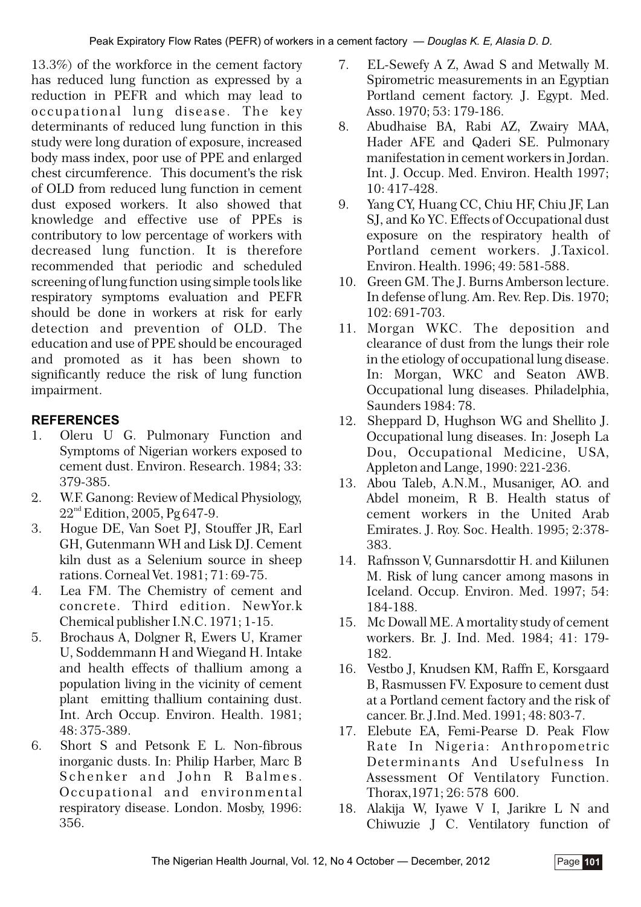13.3%) of the workforce in the cement factory has reduced lung function as expressed by a reduction in PEFR and which may lead to occupational lung disease. The key determinants of reduced lung function in this study were long duration of exposure, increased body mass index, poor use of PPE and enlarged chest circumference. This document's the risk of OLD from reduced lung function in cement dust exposed workers. It also showed that knowledge and effective use of PPEs is contributory to low percentage of workers with decreased lung function. It is therefore recommended that periodic and scheduled screening of lung function using simple tools like respiratory symptoms evaluation and PEFR should be done in workers at risk for early detection and prevention of OLD. The education and use of PPE should be encouraged and promoted as it has been shown to significantly reduce the risk of lung function impairment.

## REFERENCES

1. Oleru U G. Pulmonary Function and Symptoms of Nigerian workers exposed to cement dust. Environ. Research. 1984; 33: 379-385.
2. W.F. Ganong: Review of Medical Physiology, 22nd Edition, 2005, Pg 647-9.
3. Hogue DE, Van Soet PJ, Stouffer JR, Earl GH, Gutenmann WH and Lisk DJ. Cement kiln dust as a Selenium source in sheep rations. Corneal Vet. 1981; 71: 69-75.
4. Lea FM. The Chemistry of cement and concrete. Third edition. NewYor.k Chemical publisher I.N.C. 1971; 1-15.
5. Brochaus A, Dolgner R, Ewers U, Kramer U, Soddemmann H and Wiegand H. Intake and health effects of thallium among a population living in the vicinity of cement plant emitting thallium containing dust. Int. Arch Occup. Environ. Health. 1981; 48: 375-389.
6. Short S and Petsonk E L. Non-fibrous inorganic dusts. In: Philip Harber, Marc B Schenker and John R Balmes. Occupational and environmental respiratory disease. London. Mosby, 1996: 356.
7. EL-Sewefy A Z, Awad S and Metwally M. Spirometric measurements in an Egyptian Portland cement factory. J. Egypt. Med. Asso. 1970; 53: 179-186.
8. Abudhaise BA, Rabi AZ, Zwairy MAA, Hader AFE and Qaderi SE. Pulmonary manifestation in cement workers in Jordan. Int. J. Occup. Med. Environ. Health 1997; 10: 417-428.
9. Yang CY, Huang CC, Chiu HF, Chiu JF, Lan SJ, and Ko YC. Effects of Occupational dust exposure on the respiratory health of Portland cement workers. J.Taxicol. Environ. Health. 1996; 49: 581-588.
10. Green GM. The J. Burns Amberson lecture. In defense of lung. Am. Rev. Rep. Dis. 1970; 102: 691-703.
11. Morgan WKC. The deposition and clearance of dust from the lungs their role in the etiology of occupational lung disease. In: Morgan, WKC and Seaton AWB. Occupational lung diseases. Philadelphia, Saunders 1984: 78.
12. Sheppard D, Hughson WG and Shellito J. Occupational lung diseases. In: Joseph La Dou, Occupational Medicine, USA, Appleton and Lange, 1990: 221-236.
13. Abou Taleb, A.N.M., Musaniger, AO. and Abdel moneim, R B. Health status of cement workers in the United Arab Emirates. J. Roy. Soc. Health. 1995; 2:378-383.
14. Rafnsson V, Gunnarsdottir H. and Kiilunen M. Risk of lung cancer among masons in Iceland. Occup. Environ. Med. 1997; 54: 184-188.
15. Mc Dowall ME. A mortality study of cement workers. Br. J. Ind. Med. 1984; 41: 179-182.
16. Vestbo J, Knudsen KM, Raffn E, Korsgaard B, Rasmussen FV. Exposure to cement dust at a Portland cement factory and the risk of cancer. Br. J.Ind. Med. 1991; 48: 803-7.
17. Elebute EA, Femi-Pearse D. Peak Flow Rate In Nigeria: Anthropometric Determinants And Usefulness In Assessment Of Ventilatory Function. Thorax,1971; 26: 578 600.
18. Alakija W, Iyawe V I, Jarikre L N and Chiwuzie J C. Ventilatory function of